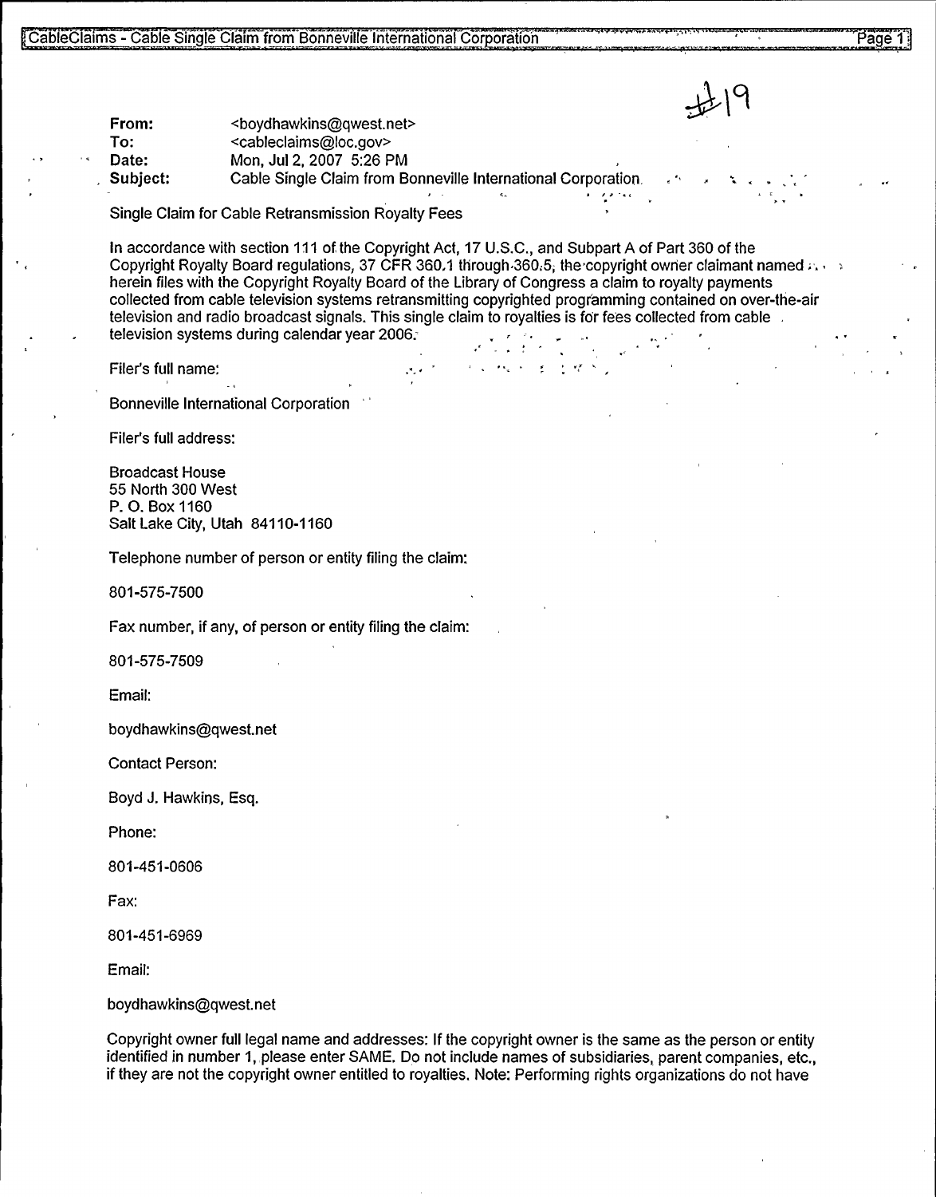#19

**From:** <boydhawkins@qwest.net>
**To:** <cableclaims@loc.gov>
**Date:** Mon, Jul 2, 2007 5:26 PM
**Subject:** Cable Single Claim from Bonneville International Corporation

Single Claim for Cable Retransmission Royalty Fees

In accordance with section 111 of the Copyright Act, 17 U.S.C., and Subpart A of Part 360 of the Copyright Royalty Board regulations, 37 CFR 360.1 through 360.5, the copyright owner claimant named herein files with the Copyright Royalty Board of the Library of Congress a claim to royalty payments collected from cable television systems retransmitting copyrighted programming contained on over-the-air television and radio broadcast signals. This single claim to royalties is for fees collected from cable television systems during calendar year 2006.

Filer's full name:

Bonneville International Corporation

Filer's full address:

Broadcast House
55 North 300 West
P. O. Box 1160
Salt Lake City, Utah 84110-1160

Telephone number of person or entity filing the claim:

801-575-7500

Fax number, if any, of person or entity filing the claim:

801-575-7509

Email:

boydhawkins@qwest.net

Contact Person:

Boyd J. Hawkins, Esq.

Phone:

801-451-0606

Fax:

801-451-6969

Email:

boydhawkins@qwest.net

Copyright owner full legal name and addresses: If the copyright owner is the same as the person or entity identified in number 1, please enter SAME. Do not include names of subsidiaries, parent companies, etc., if they are not the copyright owner entitled to royalties. Note: Performing rights organizations do not have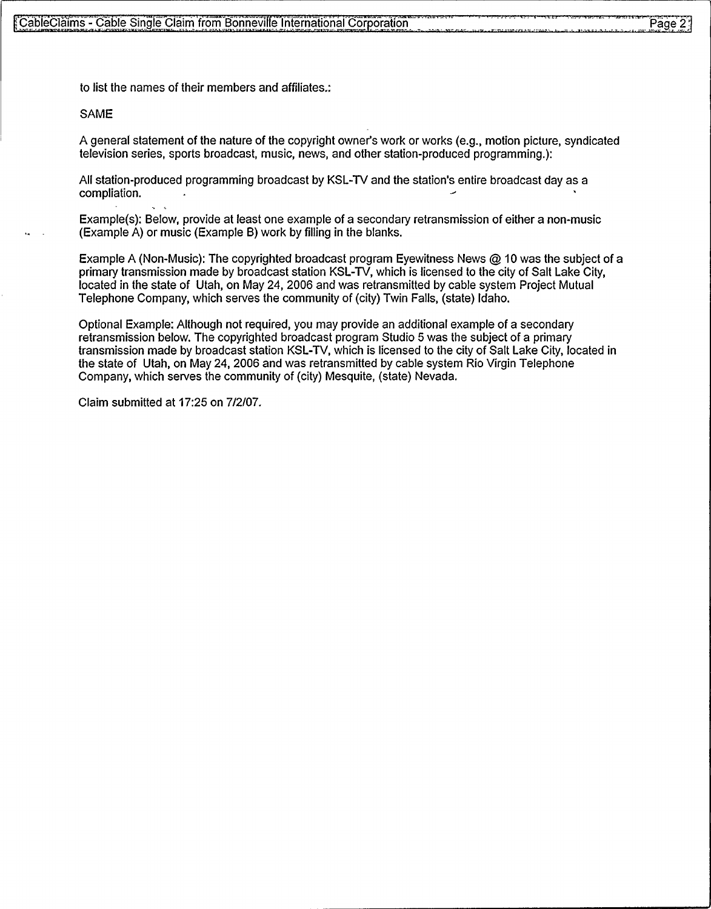to list the names of their members and affiliates.:

SAME

A general statement of the nature of the copyright owner's work or works (e.g., motion picture, syndicated television series, sports broadcast, music, news, and other station-produced programming.):

All station-produced programming broadcast by KSL-TV and the station's entire broadcast day as a compliation.

Example(s): Below, provide at least one example of a secondary retransmission of either a non-music (Example A) or music (Example B) work by filling in the blanks.

Example A (Non-Music): The copyrighted broadcast program Eyewitness News @ 10 was the subject of a primary transmission made by broadcast station KSL-TV, which is licensed to the city of Salt Lake City, located in the state of Utah, on May 24, 2006 and was retransmitted by cable system Project Mutual Telephone Company, which serves the community of (city) Twin Falls, (state) Idaho.

Optional Example: Although not required, you may provide an additional example of a secondary retransmission below. The copyrighted broadcast program Studio 5 was the subject of a primary transmission made by broadcast station KSL-TV, which is licensed to the city of Salt Lake City, located in the state of Utah, on May 24, 2006 and was retransmitted by cable system Rio Virgin Telephone Company, which serves the community of (city) Mesquite, (state) Nevada.

Claim submitted at 17:25 on 7/2/07.